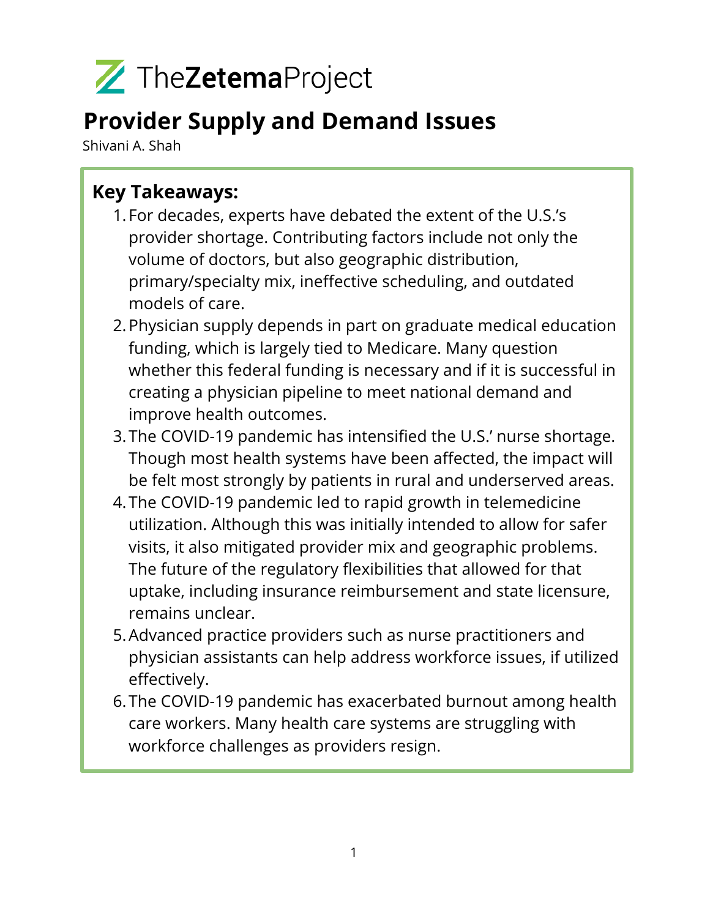TheZetemaProject

# Provider Supply and Demand Issues

Shivani A. Shah

## Key Takeaways:

1. For decades, experts have debated the extent of the U.S.'s provider shortage. Contributing factors include not only the volume of doctors, but also geographic distribution, primary/specialty mix, ineffective scheduling, and outdated models of care.
2. Physician supply depends in part on graduate medical education funding, which is largely tied to Medicare. Many question whether this federal funding is necessary and if it is successful in creating a physician pipeline to meet national demand and improve health outcomes.
3. The COVID-19 pandemic has intensified the U.S.' nurse shortage. Though most health systems have been affected, the impact will be felt most strongly by patients in rural and underserved areas.
4. The COVID-19 pandemic led to rapid growth in telemedicine utilization. Although this was initially intended to allow for safer visits, it also mitigated provider mix and geographic problems. The future of the regulatory flexibilities that allowed for that uptake, including insurance reimbursement and state licensure, remains unclear.
5. Advanced practice providers such as nurse practitioners and physician assistants can help address workforce issues, if utilized effectively.
6. The COVID-19 pandemic has exacerbated burnout among health care workers. Many health care systems are struggling with workforce challenges as providers resign.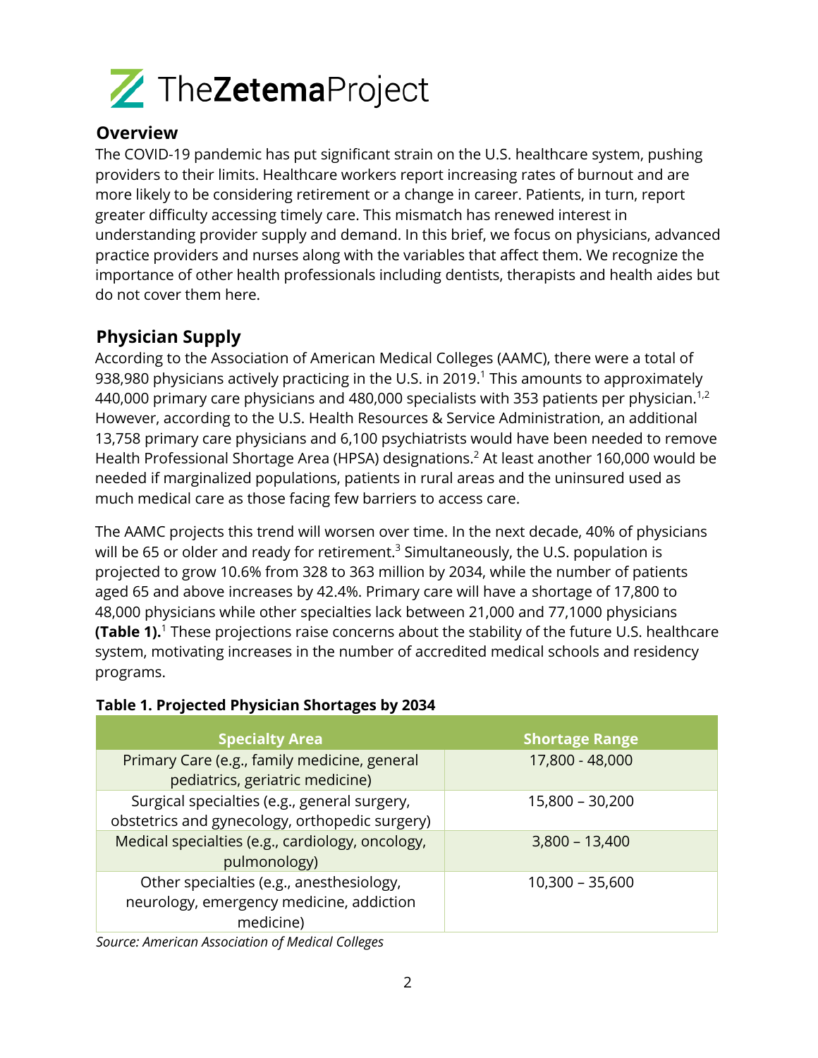# TheZetemaProject

## Overview

The COVID-19 pandemic has put significant strain on the U.S. healthcare system, pushing providers to their limits. Healthcare workers report increasing rates of burnout and are more likely to be considering retirement or a change in career. Patients, in turn, report greater difficulty accessing timely care. This mismatch has renewed interest in understanding provider supply and demand. In this brief, we focus on physicians, advanced practice providers and nurses along with the variables that affect them. We recognize the importance of other health professionals including dentists, therapists and health aides but do not cover them here.

## Physician Supply

According to the Association of American Medical Colleges (AAMC), there were a total of 938,980 physicians actively practicing in the U.S. in 2019.[1] This amounts to approximately 440,000 primary care physicians and 480,000 specialists with 353 patients per physician.[1,2] However, according to the U.S. Health Resources & Service Administration, an additional 13,758 primary care physicians and 6,100 psychiatrists would have been needed to remove Health Professional Shortage Area (HPSA) designations.[2] At least another 160,000 would be needed if marginalized populations, patients in rural areas and the uninsured used as much medical care as those facing few barriers to access care.

The AAMC projects this trend will worsen over time. In the next decade, 40% of physicians will be 65 or older and ready for retirement.[3] Simultaneously, the U.S. population is projected to grow 10.6% from 328 to 363 million by 2034, while the number of patients aged 65 and above increases by 42.4%. Primary care will have a shortage of 17,800 to 48,000 physicians while other specialties lack between 21,000 and 77,1000 physicians **(Table 1).**[1] These projections raise concerns about the stability of the future U.S. healthcare system, motivating increases in the number of accredited medical schools and residency programs.

**Table 1. Projected Physician Shortages by 2034**

| Specialty Area | Shortage Range |
|---|---|
| Primary Care (e.g., family medicine, general pediatrics, geriatric medicine) | 17,800 - 48,000 |
| Surgical specialties (e.g., general surgery, obstetrics and gynecology, orthopedic surgery) | 15,800 – 30,200 |
| Medical specialties (e.g., cardiology, oncology, pulmonology) | 3,800 – 13,400 |
| Other specialties (e.g., anesthesiology, neurology, emergency medicine, addiction medicine) | 10,300 – 35,600 |

*Source: American Association of Medical Colleges*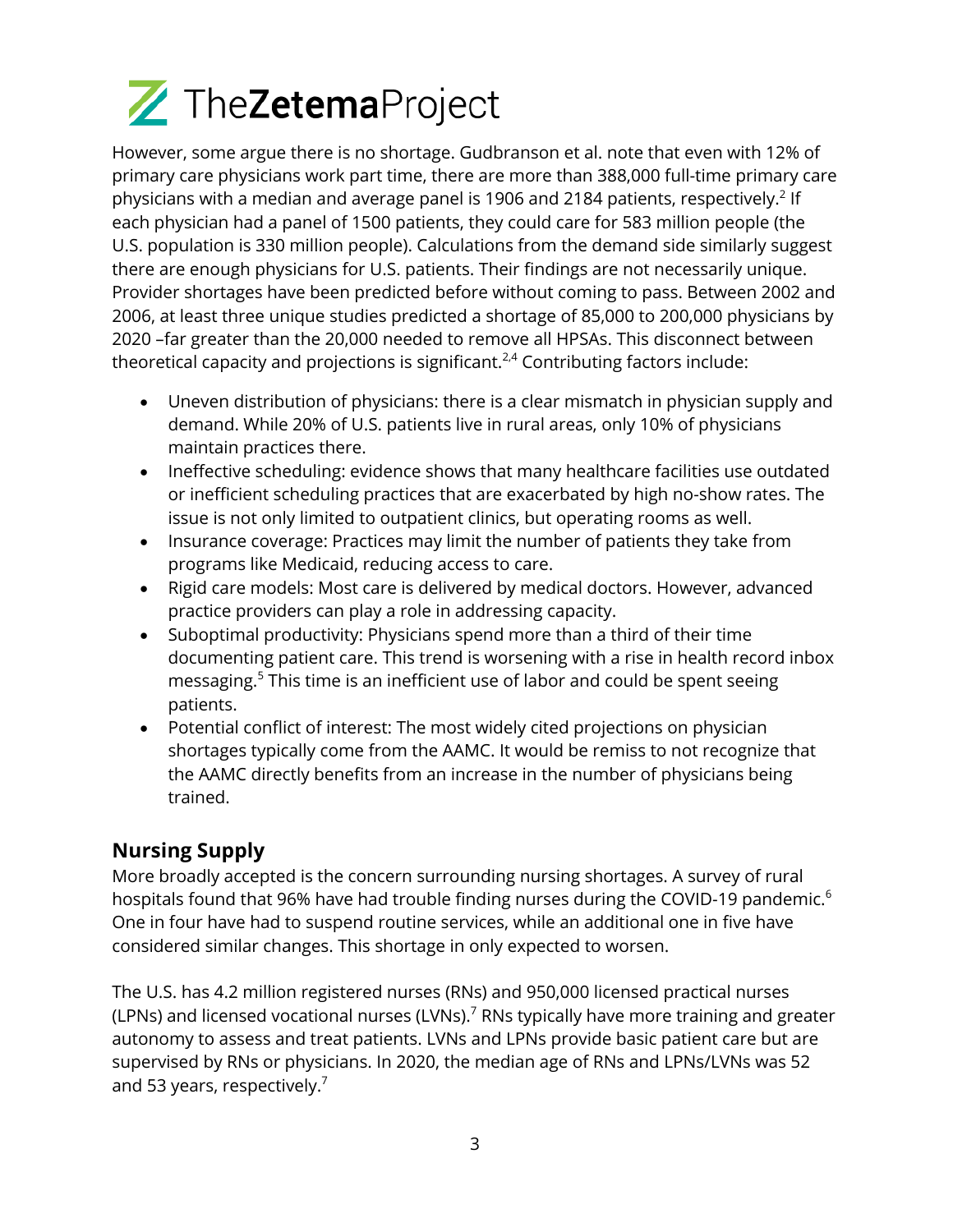However, some argue there is no shortage. Gudbranson et al. note that even with 12% of primary care physicians work part time, there are more than 388,000 full-time primary care physicians with a median and average panel is 1906 and 2184 patients, respectively.[2] If each physician had a panel of 1500 patients, they could care for 583 million people (the U.S. population is 330 million people). Calculations from the demand side similarly suggest there are enough physicians for U.S. patients. Their findings are not necessarily unique. Provider shortages have been predicted before without coming to pass. Between 2002 and 2006, at least three unique studies predicted a shortage of 85,000 to 200,000 physicians by 2020 –far greater than the 20,000 needed to remove all HPSAs. This disconnect between theoretical capacity and projections is significant.[2,4] Contributing factors include:

- Uneven distribution of physicians: there is a clear mismatch in physician supply and demand. While 20% of U.S. patients live in rural areas, only 10% of physicians maintain practices there.
- Ineffective scheduling: evidence shows that many healthcare facilities use outdated or inefficient scheduling practices that are exacerbated by high no-show rates. The issue is not only limited to outpatient clinics, but operating rooms as well.
- Insurance coverage: Practices may limit the number of patients they take from programs like Medicaid, reducing access to care.
- Rigid care models: Most care is delivered by medical doctors. However, advanced practice providers can play a role in addressing capacity.
- Suboptimal productivity: Physicians spend more than a third of their time documenting patient care. This trend is worsening with a rise in health record inbox messaging.[5] This time is an inefficient use of labor and could be spent seeing patients.
- Potential conflict of interest: The most widely cited projections on physician shortages typically come from the AAMC. It would be remiss to not recognize that the AAMC directly benefits from an increase in the number of physicians being trained.

## Nursing Supply

More broadly accepted is the concern surrounding nursing shortages. A survey of rural hospitals found that 96% have had trouble finding nurses during the COVID-19 pandemic.[6] One in four have had to suspend routine services, while an additional one in five have considered similar changes. This shortage in only expected to worsen.

The U.S. has 4.2 million registered nurses (RNs) and 950,000 licensed practical nurses (LPNs) and licensed vocational nurses (LVNs).[7] RNs typically have more training and greater autonomy to assess and treat patients. LVNs and LPNs provide basic patient care but are supervised by RNs or physicians. In 2020, the median age of RNs and LPNs/LVNs was 52 and 53 years, respectively.[7]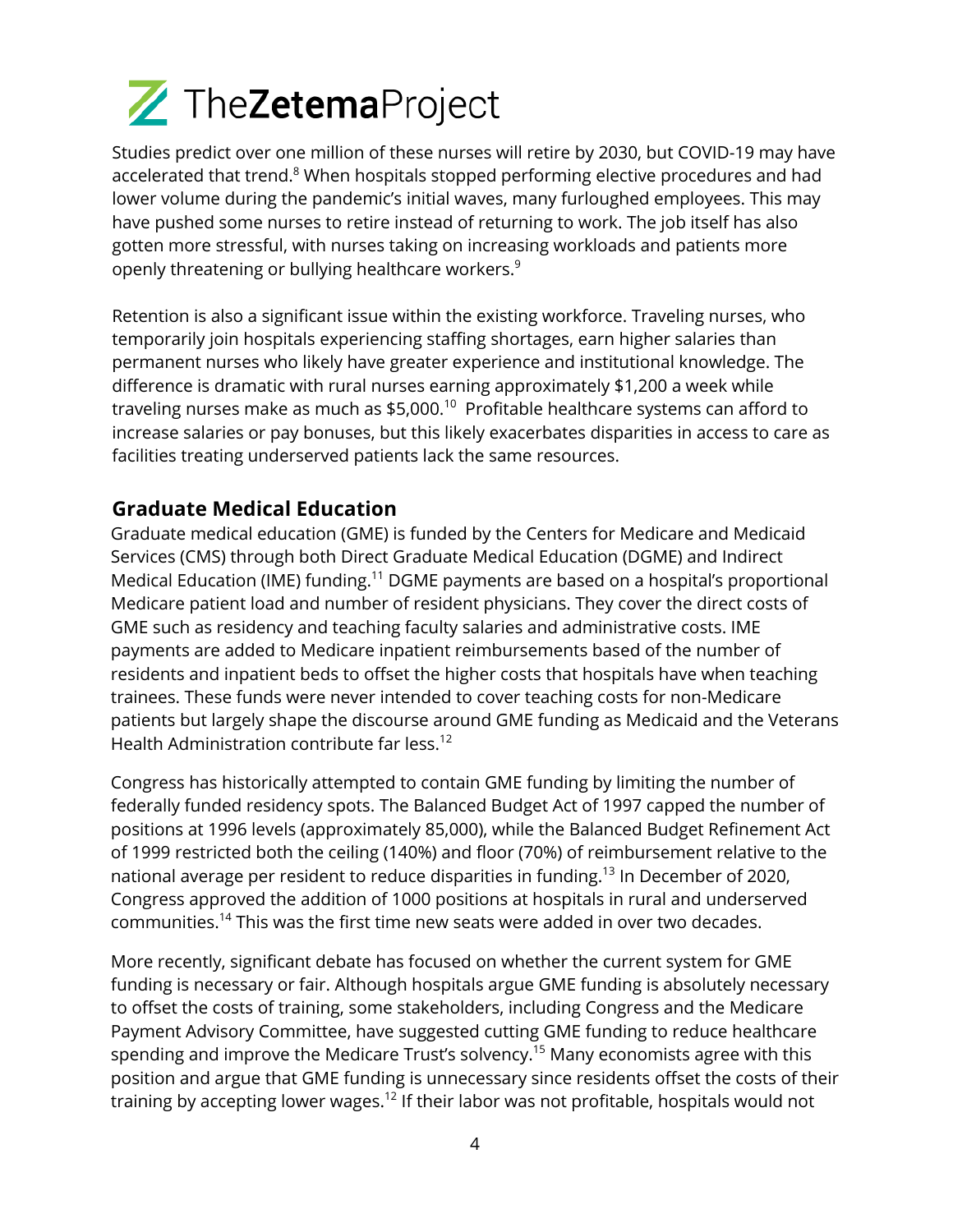Studies predict over one million of these nurses will retire by 2030, but COVID-19 may have accelerated that trend.[8] When hospitals stopped performing elective procedures and had lower volume during the pandemic's initial waves, many furloughed employees. This may have pushed some nurses to retire instead of returning to work. The job itself has also gotten more stressful, with nurses taking on increasing workloads and patients more openly threatening or bullying healthcare workers.[9]

Retention is also a significant issue within the existing workforce. Traveling nurses, who temporarily join hospitals experiencing staffing shortages, earn higher salaries than permanent nurses who likely have greater experience and institutional knowledge. The difference is dramatic with rural nurses earning approximately $1,200 a week while traveling nurses make as much as $5,000.[10] Profitable healthcare systems can afford to increase salaries or pay bonuses, but this likely exacerbates disparities in access to care as facilities treating underserved patients lack the same resources.

## Graduate Medical Education

Graduate medical education (GME) is funded by the Centers for Medicare and Medicaid Services (CMS) through both Direct Graduate Medical Education (DGME) and Indirect Medical Education (IME) funding.[11] DGME payments are based on a hospital's proportional Medicare patient load and number of resident physicians. They cover the direct costs of GME such as residency and teaching faculty salaries and administrative costs. IME payments are added to Medicare inpatient reimbursements based of the number of residents and inpatient beds to offset the higher costs that hospitals have when teaching trainees. These funds were never intended to cover teaching costs for non-Medicare patients but largely shape the discourse around GME funding as Medicaid and the Veterans Health Administration contribute far less.[12]

Congress has historically attempted to contain GME funding by limiting the number of federally funded residency spots. The Balanced Budget Act of 1997 capped the number of positions at 1996 levels (approximately 85,000), while the Balanced Budget Refinement Act of 1999 restricted both the ceiling (140%) and floor (70%) of reimbursement relative to the national average per resident to reduce disparities in funding.[13] In December of 2020, Congress approved the addition of 1000 positions at hospitals in rural and underserved communities.[14] This was the first time new seats were added in over two decades.

More recently, significant debate has focused on whether the current system for GME funding is necessary or fair. Although hospitals argue GME funding is absolutely necessary to offset the costs of training, some stakeholders, including Congress and the Medicare Payment Advisory Committee, have suggested cutting GME funding to reduce healthcare spending and improve the Medicare Trust's solvency.[15] Many economists agree with this position and argue that GME funding is unnecessary since residents offset the costs of their training by accepting lower wages.[12] If their labor was not profitable, hospitals would not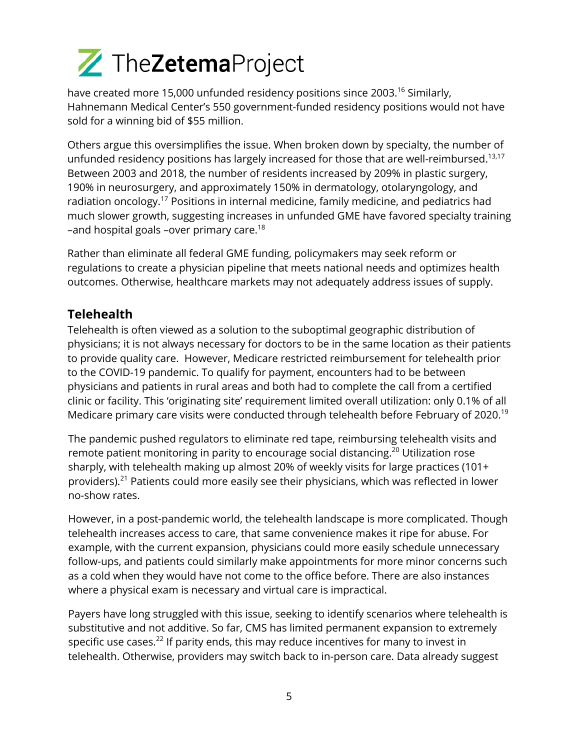have created more 15,000 unfunded residency positions since 2003.[16] Similarly, Hahnemann Medical Center's 550 government-funded residency positions would not have sold for a winning bid of $55 million.

Others argue this oversimplifies the issue. When broken down by specialty, the number of unfunded residency positions has largely increased for those that are well-reimbursed.[13,17] Between 2003 and 2018, the number of residents increased by 209% in plastic surgery, 190% in neurosurgery, and approximately 150% in dermatology, otolaryngology, and radiation oncology.[17] Positions in internal medicine, family medicine, and pediatrics had much slower growth, suggesting increases in unfunded GME have favored specialty training –and hospital goals –over primary care.[18]

Rather than eliminate all federal GME funding, policymakers may seek reform or regulations to create a physician pipeline that meets national needs and optimizes health outcomes. Otherwise, healthcare markets may not adequately address issues of supply.

## Telehealth

Telehealth is often viewed as a solution to the suboptimal geographic distribution of physicians; it is not always necessary for doctors to be in the same location as their patients to provide quality care. However, Medicare restricted reimbursement for telehealth prior to the COVID-19 pandemic. To qualify for payment, encounters had to be between physicians and patients in rural areas and both had to complete the call from a certified clinic or facility. This 'originating site' requirement limited overall utilization: only 0.1% of all Medicare primary care visits were conducted through telehealth before February of 2020.[19]

The pandemic pushed regulators to eliminate red tape, reimbursing telehealth visits and remote patient monitoring in parity to encourage social distancing.[20] Utilization rose sharply, with telehealth making up almost 20% of weekly visits for large practices (101+ providers).[21] Patients could more easily see their physicians, which was reflected in lower no-show rates.

However, in a post-pandemic world, the telehealth landscape is more complicated. Though telehealth increases access to care, that same convenience makes it ripe for abuse. For example, with the current expansion, physicians could more easily schedule unnecessary follow-ups, and patients could similarly make appointments for more minor concerns such as a cold when they would have not come to the office before. There are also instances where a physical exam is necessary and virtual care is impractical.

Payers have long struggled with this issue, seeking to identify scenarios where telehealth is substitutive and not additive. So far, CMS has limited permanent expansion to extremely specific use cases.[22] If parity ends, this may reduce incentives for many to invest in telehealth. Otherwise, providers may switch back to in-person care. Data already suggest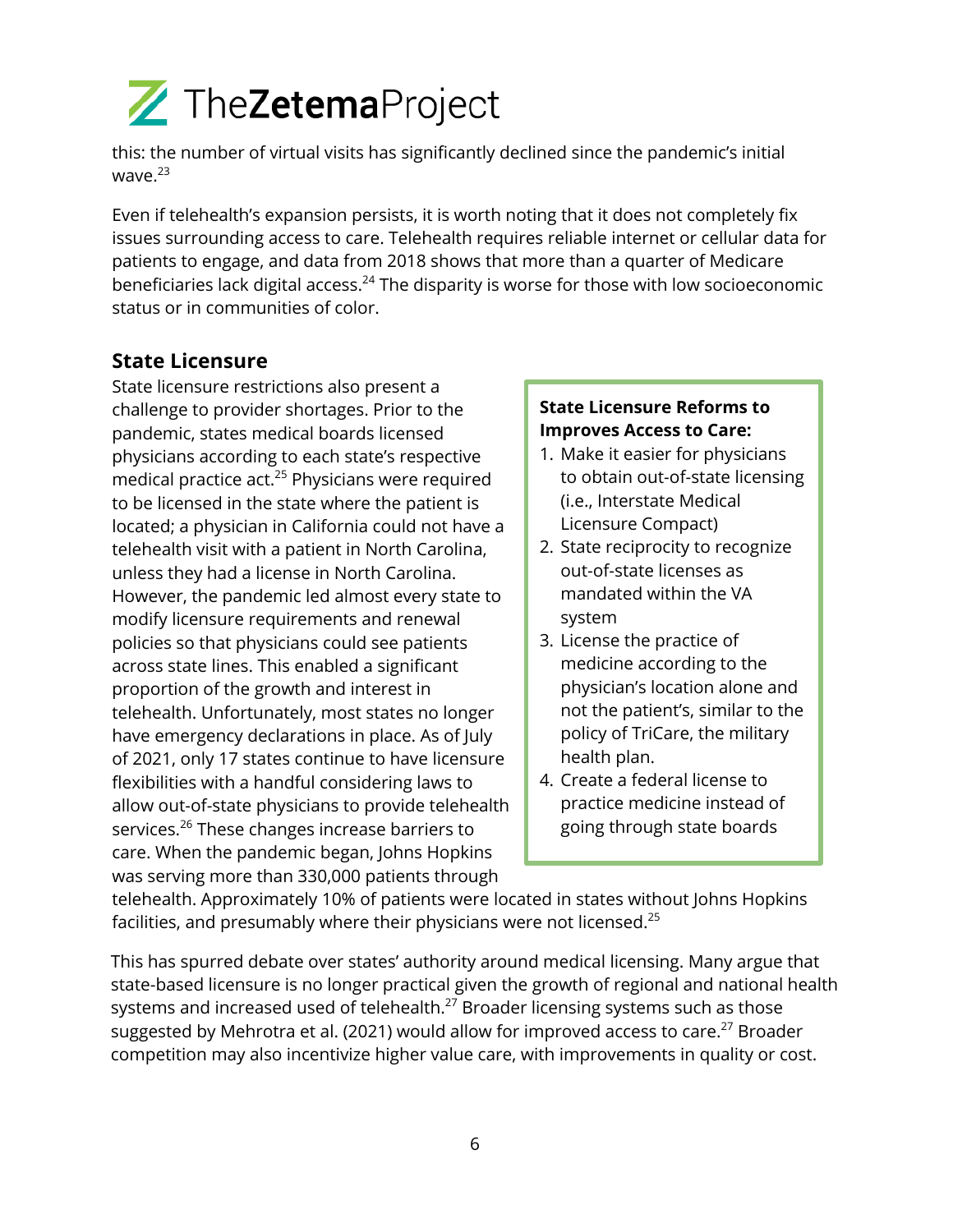this: the number of virtual visits has significantly declined since the pandemic's initial wave.[23]

Even if telehealth's expansion persists, it is worth noting that it does not completely fix issues surrounding access to care. Telehealth requires reliable internet or cellular data for patients to engage, and data from 2018 shows that more than a quarter of Medicare beneficiaries lack digital access.[24] The disparity is worse for those with low socioeconomic status or in communities of color.

## State Licensure

State licensure restrictions also present a challenge to provider shortages. Prior to the pandemic, states medical boards licensed physicians according to each state's respective medical practice act.[25] Physicians were required to be licensed in the state where the patient is located; a physician in California could not have a telehealth visit with a patient in North Carolina, unless they had a license in North Carolina. However, the pandemic led almost every state to modify licensure requirements and renewal policies so that physicians could see patients across state lines. This enabled a significant proportion of the growth and interest in telehealth. Unfortunately, most states no longer have emergency declarations in place. As of July of 2021, only 17 states continue to have licensure flexibilities with a handful considering laws to allow out-of-state physicians to provide telehealth services.[26] These changes increase barriers to care. When the pandemic began, Johns Hopkins was serving more than 330,000 patients through telehealth. Approximately 10% of patients were located in states without Johns Hopkins facilities, and presumably where their physicians were not licensed.[25]

**State Licensure Reforms to Improves Access to Care:**

1. Make it easier for physicians to obtain out-of-state licensing (i.e., Interstate Medical Licensure Compact)
2. State reciprocity to recognize out-of-state licenses as mandated within the VA system
3. License the practice of medicine according to the physician's location alone and not the patient's, similar to the policy of TriCare, the military health plan.
4. Create a federal license to practice medicine instead of going through state boards

This has spurred debate over states' authority around medical licensing. Many argue that state-based licensure is no longer practical given the growth of regional and national health systems and increased used of telehealth.[27] Broader licensing systems such as those suggested by Mehrotra et al. (2021) would allow for improved access to care.[27] Broader competition may also incentivize higher value care, with improvements in quality or cost.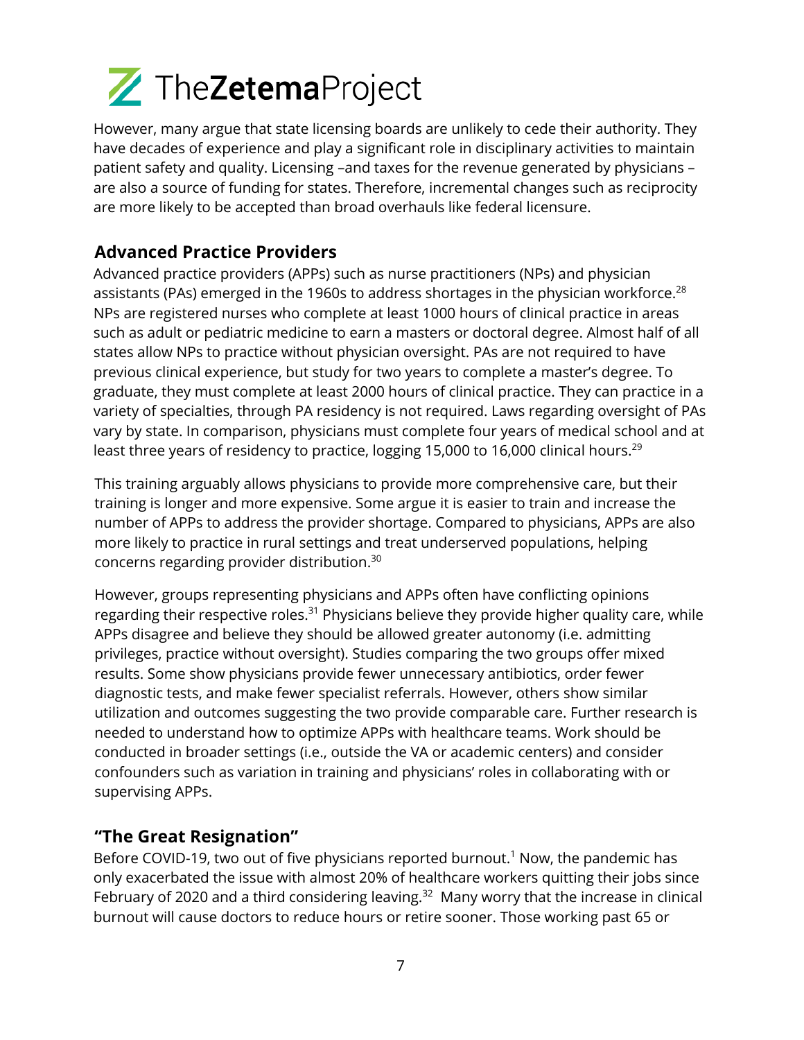However, many argue that state licensing boards are unlikely to cede their authority. They have decades of experience and play a significant role in disciplinary activities to maintain patient safety and quality. Licensing –and taxes for the revenue generated by physicians – are also a source of funding for states. Therefore, incremental changes such as reciprocity are more likely to be accepted than broad overhauls like federal licensure.

## Advanced Practice Providers

Advanced practice providers (APPs) such as nurse practitioners (NPs) and physician assistants (PAs) emerged in the 1960s to address shortages in the physician workforce.[28] NPs are registered nurses who complete at least 1000 hours of clinical practice in areas such as adult or pediatric medicine to earn a masters or doctoral degree. Almost half of all states allow NPs to practice without physician oversight. PAs are not required to have previous clinical experience, but study for two years to complete a master's degree. To graduate, they must complete at least 2000 hours of clinical practice. They can practice in a variety of specialties, through PA residency is not required. Laws regarding oversight of PAs vary by state. In comparison, physicians must complete four years of medical school and at least three years of residency to practice, logging 15,000 to 16,000 clinical hours.[29]

This training arguably allows physicians to provide more comprehensive care, but their training is longer and more expensive. Some argue it is easier to train and increase the number of APPs to address the provider shortage. Compared to physicians, APPs are also more likely to practice in rural settings and treat underserved populations, helping concerns regarding provider distribution.[30]

However, groups representing physicians and APPs often have conflicting opinions regarding their respective roles.[31] Physicians believe they provide higher quality care, while APPs disagree and believe they should be allowed greater autonomy (i.e. admitting privileges, practice without oversight). Studies comparing the two groups offer mixed results. Some show physicians provide fewer unnecessary antibiotics, order fewer diagnostic tests, and make fewer specialist referrals. However, others show similar utilization and outcomes suggesting the two provide comparable care. Further research is needed to understand how to optimize APPs with healthcare teams. Work should be conducted in broader settings (i.e., outside the VA or academic centers) and consider confounders such as variation in training and physicians' roles in collaborating with or supervising APPs.

## "The Great Resignation"

Before COVID-19, two out of five physicians reported burnout.[1] Now, the pandemic has only exacerbated the issue with almost 20% of healthcare workers quitting their jobs since February of 2020 and a third considering leaving.[32] Many worry that the increase in clinical burnout will cause doctors to reduce hours or retire sooner. Those working past 65 or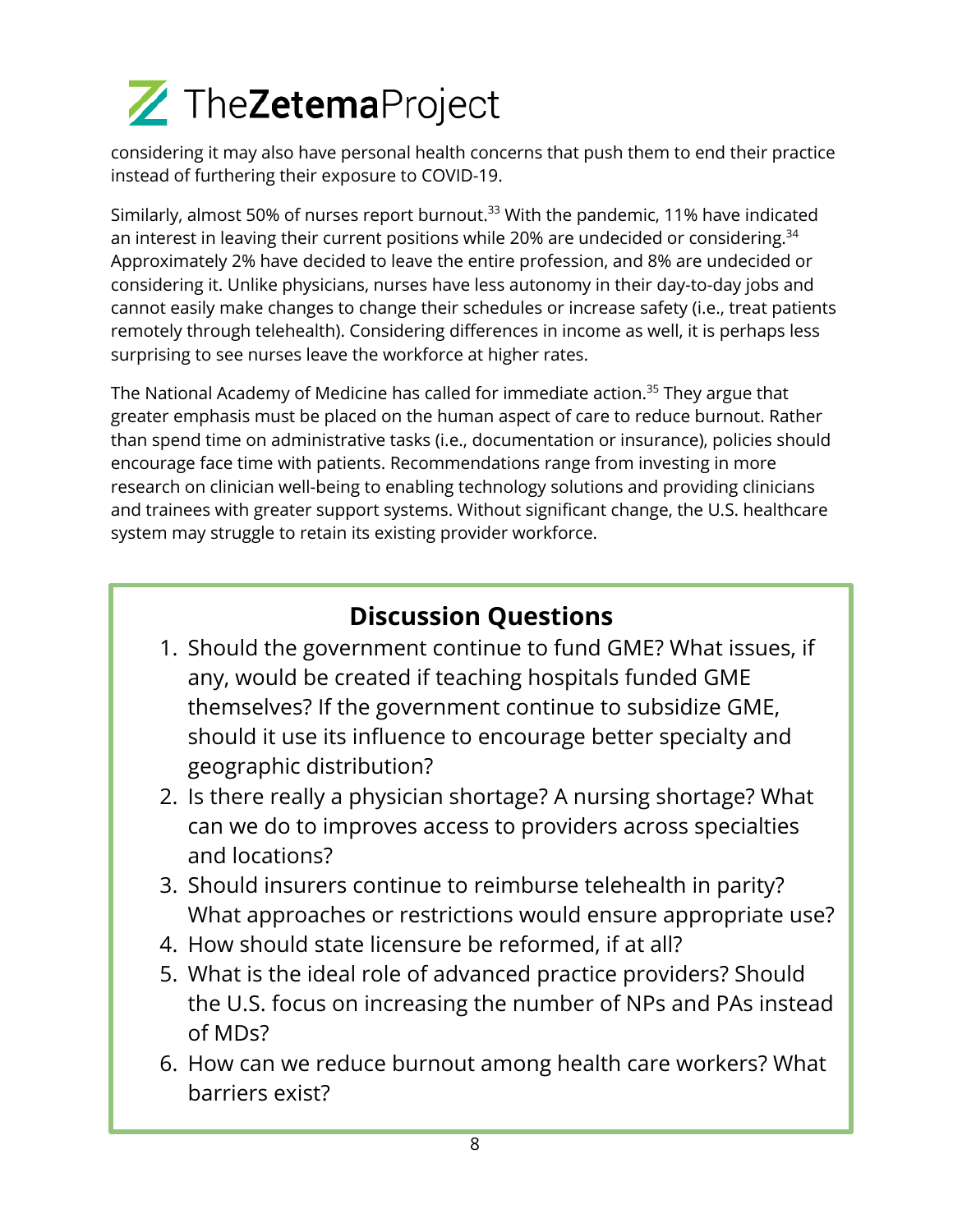considering it may also have personal health concerns that push them to end their practice instead of furthering their exposure to COVID-19.

Similarly, almost 50% of nurses report burnout.[33] With the pandemic, 11% have indicated an interest in leaving their current positions while 20% are undecided or considering.[34] Approximately 2% have decided to leave the entire profession, and 8% are undecided or considering it. Unlike physicians, nurses have less autonomy in their day-to-day jobs and cannot easily make changes to change their schedules or increase safety (i.e., treat patients remotely through telehealth). Considering differences in income as well, it is perhaps less surprising to see nurses leave the workforce at higher rates.

The National Academy of Medicine has called for immediate action.[35] They argue that greater emphasis must be placed on the human aspect of care to reduce burnout. Rather than spend time on administrative tasks (i.e., documentation or insurance), policies should encourage face time with patients. Recommendations range from investing in more research on clinician well-being to enabling technology solutions and providing clinicians and trainees with greater support systems. Without significant change, the U.S. healthcare system may struggle to retain its existing provider workforce.

## Discussion Questions

1. Should the government continue to fund GME? What issues, if any, would be created if teaching hospitals funded GME themselves? If the government continue to subsidize GME, should it use its influence to encourage better specialty and geographic distribution?
2. Is there really a physician shortage? A nursing shortage? What can we do to improves access to providers across specialties and locations?
3. Should insurers continue to reimburse telehealth in parity? What approaches or restrictions would ensure appropriate use?
4. How should state licensure be reformed, if at all?
5. What is the ideal role of advanced practice providers? Should the U.S. focus on increasing the number of NPs and PAs instead of MDs?
6. How can we reduce burnout among health care workers? What barriers exist?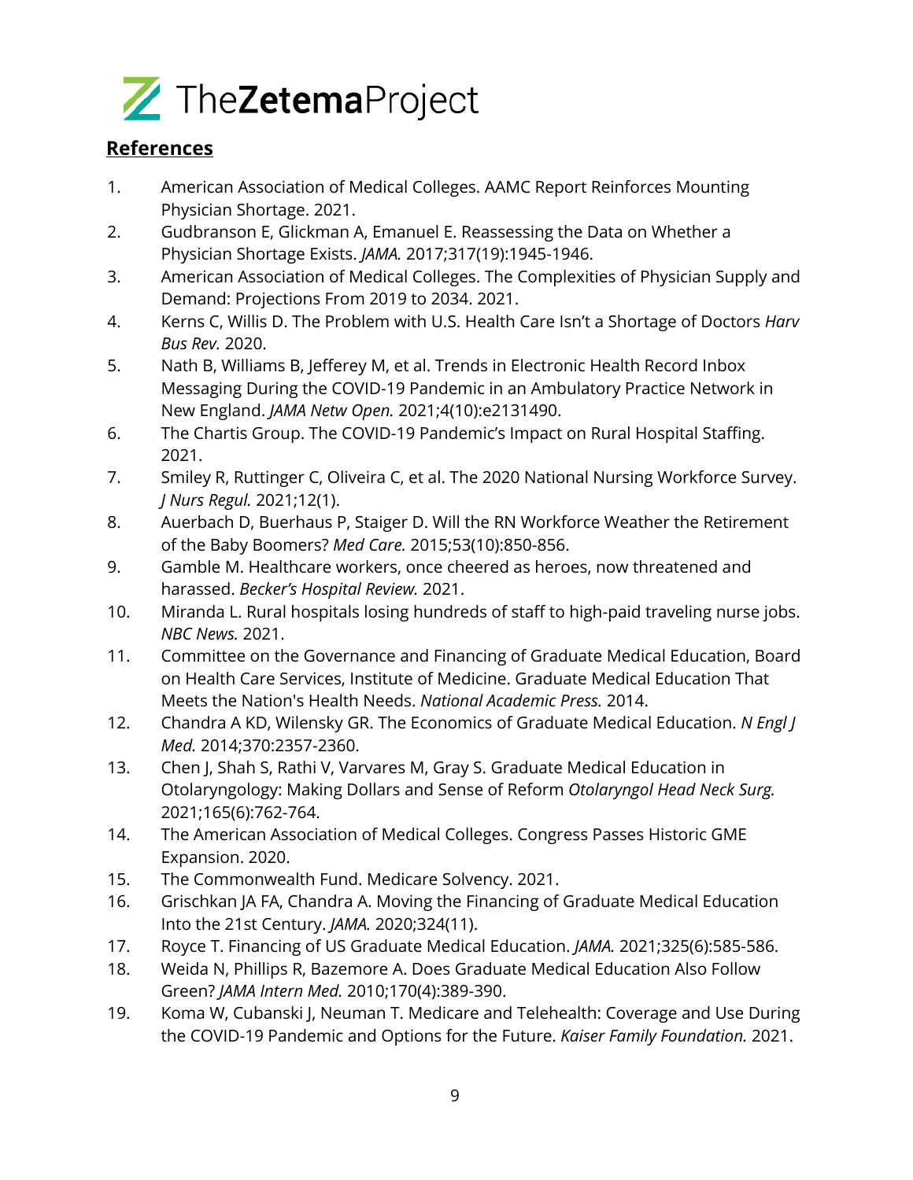## References

1. American Association of Medical Colleges. AAMC Report Reinforces Mounting Physician Shortage. 2021.
2. Gudbranson E, Glickman A, Emanuel E. Reassessing the Data on Whether a Physician Shortage Exists. *JAMA.* 2017;317(19):1945-1946.
3. American Association of Medical Colleges. The Complexities of Physician Supply and Demand: Projections From 2019 to 2034. 2021.
4. Kerns C, Willis D. The Problem with U.S. Health Care Isn't a Shortage of Doctors *Harv Bus Rev.* 2020.
5. Nath B, Williams B, Jefferey M, et al. Trends in Electronic Health Record Inbox Messaging During the COVID-19 Pandemic in an Ambulatory Practice Network in New England. *JAMA Netw Open.* 2021;4(10):e2131490.
6. The Chartis Group. The COVID-19 Pandemic's Impact on Rural Hospital Staffing. 2021.
7. Smiley R, Ruttinger C, Oliveira C, et al. The 2020 National Nursing Workforce Survey. *J Nurs Regul.* 2021;12(1).
8. Auerbach D, Buerhaus P, Staiger D. Will the RN Workforce Weather the Retirement of the Baby Boomers? *Med Care.* 2015;53(10):850-856.
9. Gamble M. Healthcare workers, once cheered as heroes, now threatened and harassed. *Becker's Hospital Review.* 2021.
10. Miranda L. Rural hospitals losing hundreds of staff to high-paid traveling nurse jobs. *NBC News.* 2021.
11. Committee on the Governance and Financing of Graduate Medical Education, Board on Health Care Services, Institute of Medicine. Graduate Medical Education That Meets the Nation's Health Needs. *National Academic Press.* 2014.
12. Chandra A KD, Wilensky GR. The Economics of Graduate Medical Education. *N Engl J Med.* 2014;370:2357-2360.
13. Chen J, Shah S, Rathi V, Varvares M, Gray S. Graduate Medical Education in Otolaryngology: Making Dollars and Sense of Reform *Otolaryngol Head Neck Surg.* 2021;165(6):762-764.
14. The American Association of Medical Colleges. Congress Passes Historic GME Expansion. 2020.
15. The Commonwealth Fund. Medicare Solvency. 2021.
16. Grischkan JA FA, Chandra A. Moving the Financing of Graduate Medical Education Into the 21st Century. *JAMA.* 2020;324(11).
17. Royce T. Financing of US Graduate Medical Education. *JAMA.* 2021;325(6):585-586.
18. Weida N, Phillips R, Bazemore A. Does Graduate Medical Education Also Follow Green? *JAMA Intern Med.* 2010;170(4):389-390.
19. Koma W, Cubanski J, Neuman T. Medicare and Telehealth: Coverage and Use During the COVID-19 Pandemic and Options for the Future. *Kaiser Family Foundation.* 2021.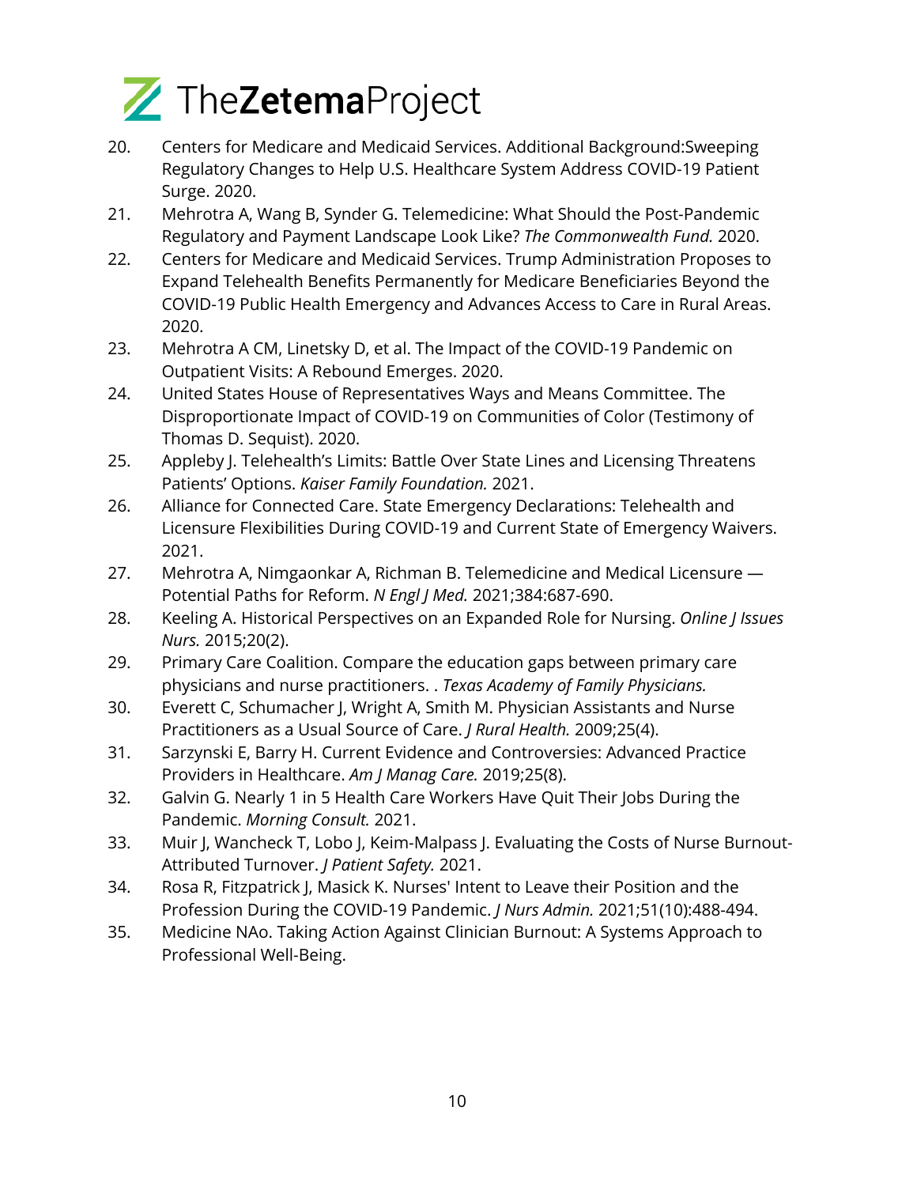20. Centers for Medicare and Medicaid Services. Additional Background:Sweeping Regulatory Changes to Help U.S. Healthcare System Address COVID-19 Patient Surge. 2020.
21. Mehrotra A, Wang B, Synder G. Telemedicine: What Should the Post-Pandemic Regulatory and Payment Landscape Look Like? *The Commonwealth Fund.* 2020.
22. Centers for Medicare and Medicaid Services. Trump Administration Proposes to Expand Telehealth Benefits Permanently for Medicare Beneficiaries Beyond the COVID-19 Public Health Emergency and Advances Access to Care in Rural Areas. 2020.
23. Mehrotra A CM, Linetsky D, et al. The Impact of the COVID-19 Pandemic on Outpatient Visits: A Rebound Emerges. 2020.
24. United States House of Representatives Ways and Means Committee. The Disproportionate Impact of COVID-19 on Communities of Color (Testimony of Thomas D. Sequist). 2020.
25. Appleby J. Telehealth's Limits: Battle Over State Lines and Licensing Threatens Patients' Options. *Kaiser Family Foundation.* 2021.
26. Alliance for Connected Care. State Emergency Declarations: Telehealth and Licensure Flexibilities During COVID-19 and Current State of Emergency Waivers. 2021.
27. Mehrotra A, Nimgaonkar A, Richman B. Telemedicine and Medical Licensure — Potential Paths for Reform. *N Engl J Med.* 2021;384:687-690.
28. Keeling A. Historical Perspectives on an Expanded Role for Nursing. *Online J Issues Nurs.* 2015;20(2).
29. Primary Care Coalition. Compare the education gaps between primary care physicians and nurse practitioners. . *Texas Academy of Family Physicians.*
30. Everett C, Schumacher J, Wright A, Smith M. Physician Assistants and Nurse Practitioners as a Usual Source of Care. *J Rural Health.* 2009;25(4).
31. Sarzynski E, Barry H. Current Evidence and Controversies: Advanced Practice Providers in Healthcare. *Am J Manag Care.* 2019;25(8).
32. Galvin G. Nearly 1 in 5 Health Care Workers Have Quit Their Jobs During the Pandemic. *Morning Consult.* 2021.
33. Muir J, Wancheck T, Lobo J, Keim-Malpass J. Evaluating the Costs of Nurse Burnout-Attributed Turnover. *J Patient Safety.* 2021.
34. Rosa R, Fitzpatrick J, Masick K. Nurses' Intent to Leave their Position and the Profession During the COVID-19 Pandemic. *J Nurs Admin.* 2021;51(10):488-494.
35. Medicine NAo. Taking Action Against Clinician Burnout: A Systems Approach to Professional Well-Being.